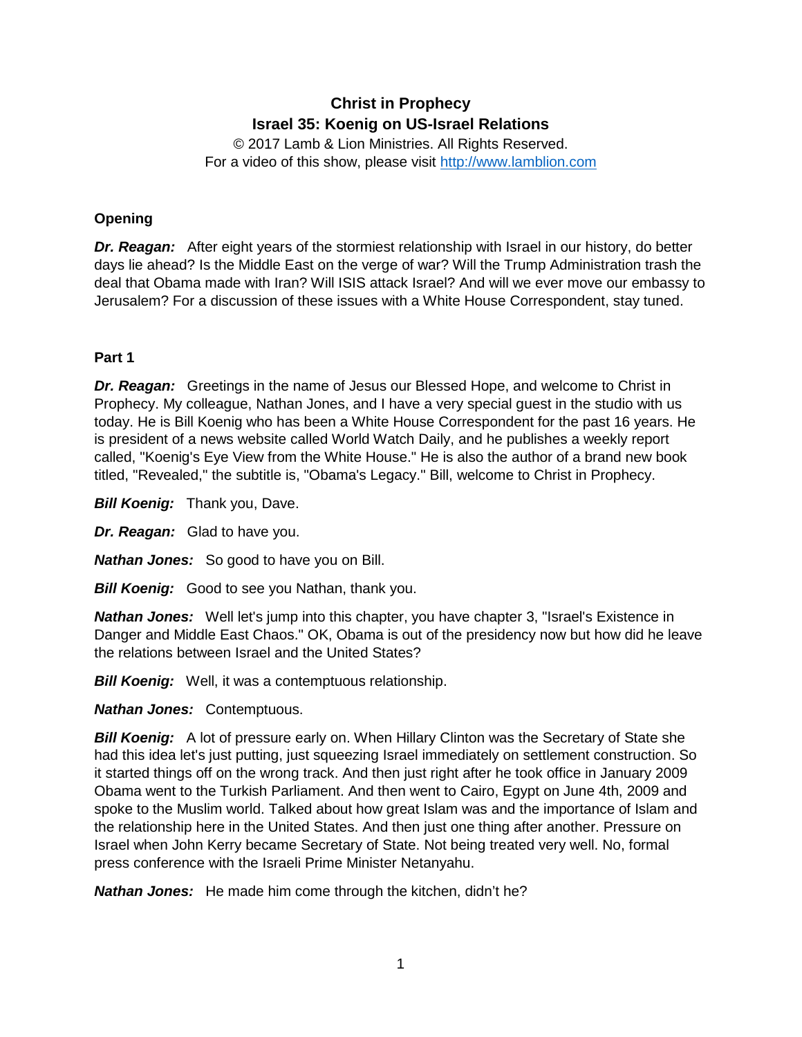# Christ in Prophecy
## Israel 35: Koenig on US-Israel Relations

© 2017 Lamb & Lion Ministries. All Rights Reserved.
For a video of this show, please visit http://www.lamblion.com

### Opening

***Dr. Reagan:*** After eight years of the stormiest relationship with Israel in our history, do better days lie ahead? Is the Middle East on the verge of war? Will the Trump Administration trash the deal that Obama made with Iran? Will ISIS attack Israel? And will we ever move our embassy to Jerusalem? For a discussion of these issues with a White House Correspondent, stay tuned.

### Part 1

***Dr. Reagan:*** Greetings in the name of Jesus our Blessed Hope, and welcome to Christ in Prophecy. My colleague, Nathan Jones, and I have a very special guest in the studio with us today. He is Bill Koenig who has been a White House Correspondent for the past 16 years. He is president of a news website called World Watch Daily, and he publishes a weekly report called, "Koenig's Eye View from the White House." He is also the author of a brand new book titled, "Revealed," the subtitle is, "Obama's Legacy." Bill, welcome to Christ in Prophecy.

***Bill Koenig:*** Thank you, Dave.

***Dr. Reagan:*** Glad to have you.

***Nathan Jones:*** So good to have you on Bill.

***Bill Koenig:*** Good to see you Nathan, thank you.

***Nathan Jones:*** Well let's jump into this chapter, you have chapter 3, "Israel's Existence in Danger and Middle East Chaos." OK, Obama is out of the presidency now but how did he leave the relations between Israel and the United States?

***Bill Koenig:*** Well, it was a contemptuous relationship.

***Nathan Jones:*** Contemptuous.

***Bill Koenig:*** A lot of pressure early on. When Hillary Clinton was the Secretary of State she had this idea let's just putting, just squeezing Israel immediately on settlement construction. So it started things off on the wrong track. And then just right after he took office in January 2009 Obama went to the Turkish Parliament. And then went to Cairo, Egypt on June 4th, 2009 and spoke to the Muslim world. Talked about how great Islam was and the importance of Islam and the relationship here in the United States. And then just one thing after another. Pressure on Israel when John Kerry became Secretary of State. Not being treated very well. No, formal press conference with the Israeli Prime Minister Netanyahu.

***Nathan Jones:*** He made him come through the kitchen, didn't he?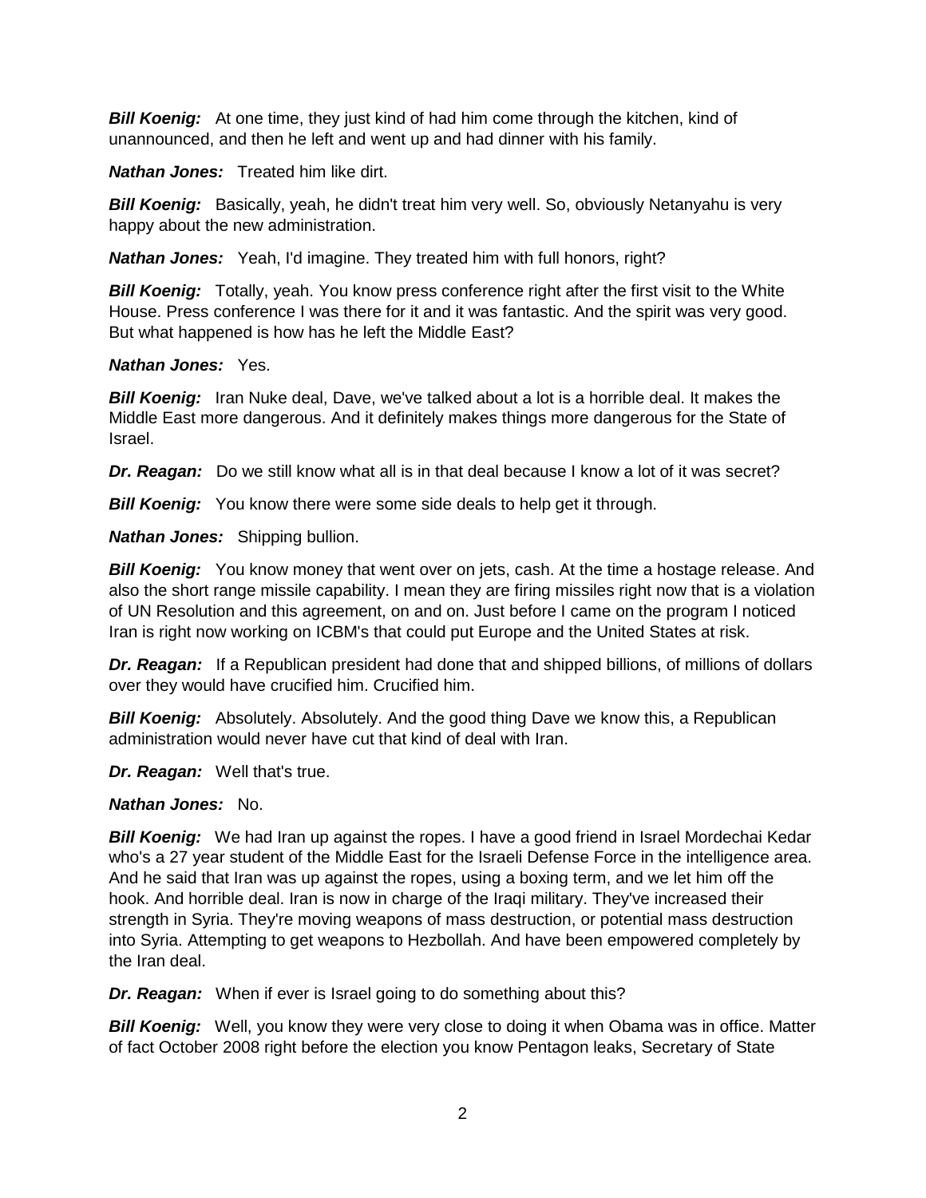***Bill Koenig:*** At one time, they just kind of had him come through the kitchen, kind of unannounced, and then he left and went up and had dinner with his family.

***Nathan Jones:*** Treated him like dirt.

***Bill Koenig:*** Basically, yeah, he didn't treat him very well. So, obviously Netanyahu is very happy about the new administration.

***Nathan Jones:*** Yeah, I'd imagine. They treated him with full honors, right?

***Bill Koenig:*** Totally, yeah. You know press conference right after the first visit to the White House. Press conference I was there for it and it was fantastic. And the spirit was very good. But what happened is how has he left the Middle East?

***Nathan Jones:*** Yes.

***Bill Koenig:*** Iran Nuke deal, Dave, we've talked about a lot is a horrible deal. It makes the Middle East more dangerous. And it definitely makes things more dangerous for the State of Israel.

***Dr. Reagan:*** Do we still know what all is in that deal because I know a lot of it was secret?

***Bill Koenig:*** You know there were some side deals to help get it through.

***Nathan Jones:*** Shipping bullion.

***Bill Koenig:*** You know money that went over on jets, cash. At the time a hostage release. And also the short range missile capability. I mean they are firing missiles right now that is a violation of UN Resolution and this agreement, on and on. Just before I came on the program I noticed Iran is right now working on ICBM's that could put Europe and the United States at risk.

***Dr. Reagan:*** If a Republican president had done that and shipped billions, of millions of dollars over they would have crucified him. Crucified him.

***Bill Koenig:*** Absolutely. Absolutely. And the good thing Dave we know this, a Republican administration would never have cut that kind of deal with Iran.

***Dr. Reagan:*** Well that's true.

***Nathan Jones:*** No.

***Bill Koenig:*** We had Iran up against the ropes. I have a good friend in Israel Mordechai Kedar who's a 27 year student of the Middle East for the Israeli Defense Force in the intelligence area. And he said that Iran was up against the ropes, using a boxing term, and we let him off the hook. And horrible deal. Iran is now in charge of the Iraqi military. They've increased their strength in Syria. They're moving weapons of mass destruction, or potential mass destruction into Syria. Attempting to get weapons to Hezbollah. And have been empowered completely by the Iran deal.

***Dr. Reagan:*** When if ever is Israel going to do something about this?

***Bill Koenig:*** Well, you know they were very close to doing it when Obama was in office. Matter of fact October 2008 right before the election you know Pentagon leaks, Secretary of State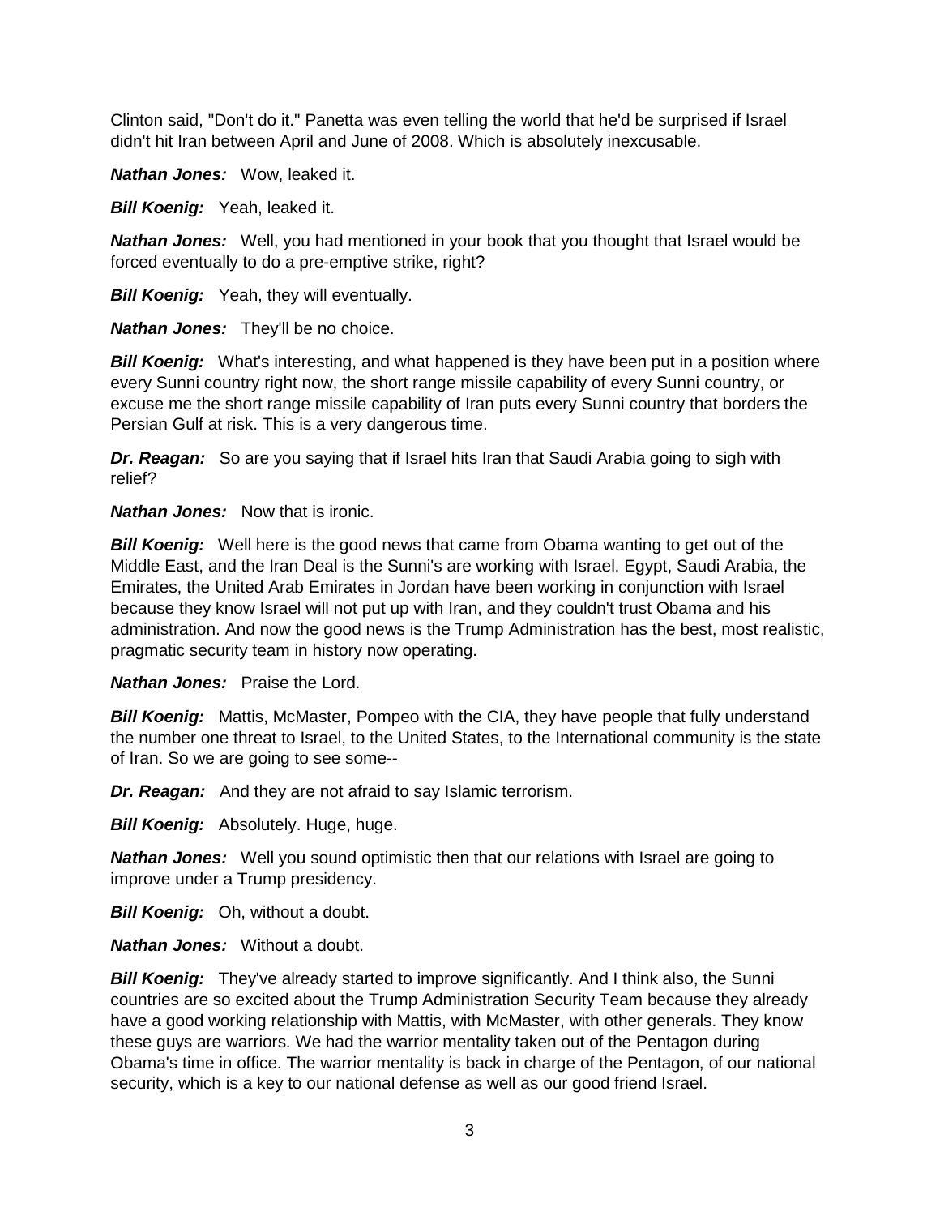Clinton said, "Don't do it." Panetta was even telling the world that he'd be surprised if Israel didn't hit Iran between April and June of 2008. Which is absolutely inexcusable.

***Nathan Jones:*** Wow, leaked it.

***Bill Koenig:*** Yeah, leaked it.

***Nathan Jones:*** Well, you had mentioned in your book that you thought that Israel would be forced eventually to do a pre-emptive strike, right?

***Bill Koenig:*** Yeah, they will eventually.

***Nathan Jones:*** They'll be no choice.

***Bill Koenig:*** What's interesting, and what happened is they have been put in a position where every Sunni country right now, the short range missile capability of every Sunni country, or excuse me the short range missile capability of Iran puts every Sunni country that borders the Persian Gulf at risk. This is a very dangerous time.

***Dr. Reagan:*** So are you saying that if Israel hits Iran that Saudi Arabia going to sigh with relief?

***Nathan Jones:*** Now that is ironic.

***Bill Koenig:*** Well here is the good news that came from Obama wanting to get out of the Middle East, and the Iran Deal is the Sunni's are working with Israel. Egypt, Saudi Arabia, the Emirates, the United Arab Emirates in Jordan have been working in conjunction with Israel because they know Israel will not put up with Iran, and they couldn't trust Obama and his administration. And now the good news is the Trump Administration has the best, most realistic, pragmatic security team in history now operating.

***Nathan Jones:*** Praise the Lord.

***Bill Koenig:*** Mattis, McMaster, Pompeo with the CIA, they have people that fully understand the number one threat to Israel, to the United States, to the International community is the state of Iran. So we are going to see some--

***Dr. Reagan:*** And they are not afraid to say Islamic terrorism.

***Bill Koenig:*** Absolutely. Huge, huge.

***Nathan Jones:*** Well you sound optimistic then that our relations with Israel are going to improve under a Trump presidency.

***Bill Koenig:*** Oh, without a doubt.

***Nathan Jones:*** Without a doubt.

***Bill Koenig:*** They've already started to improve significantly. And I think also, the Sunni countries are so excited about the Trump Administration Security Team because they already have a good working relationship with Mattis, with McMaster, with other generals. They know these guys are warriors. We had the warrior mentality taken out of the Pentagon during Obama's time in office. The warrior mentality is back in charge of the Pentagon, of our national security, which is a key to our national defense as well as our good friend Israel.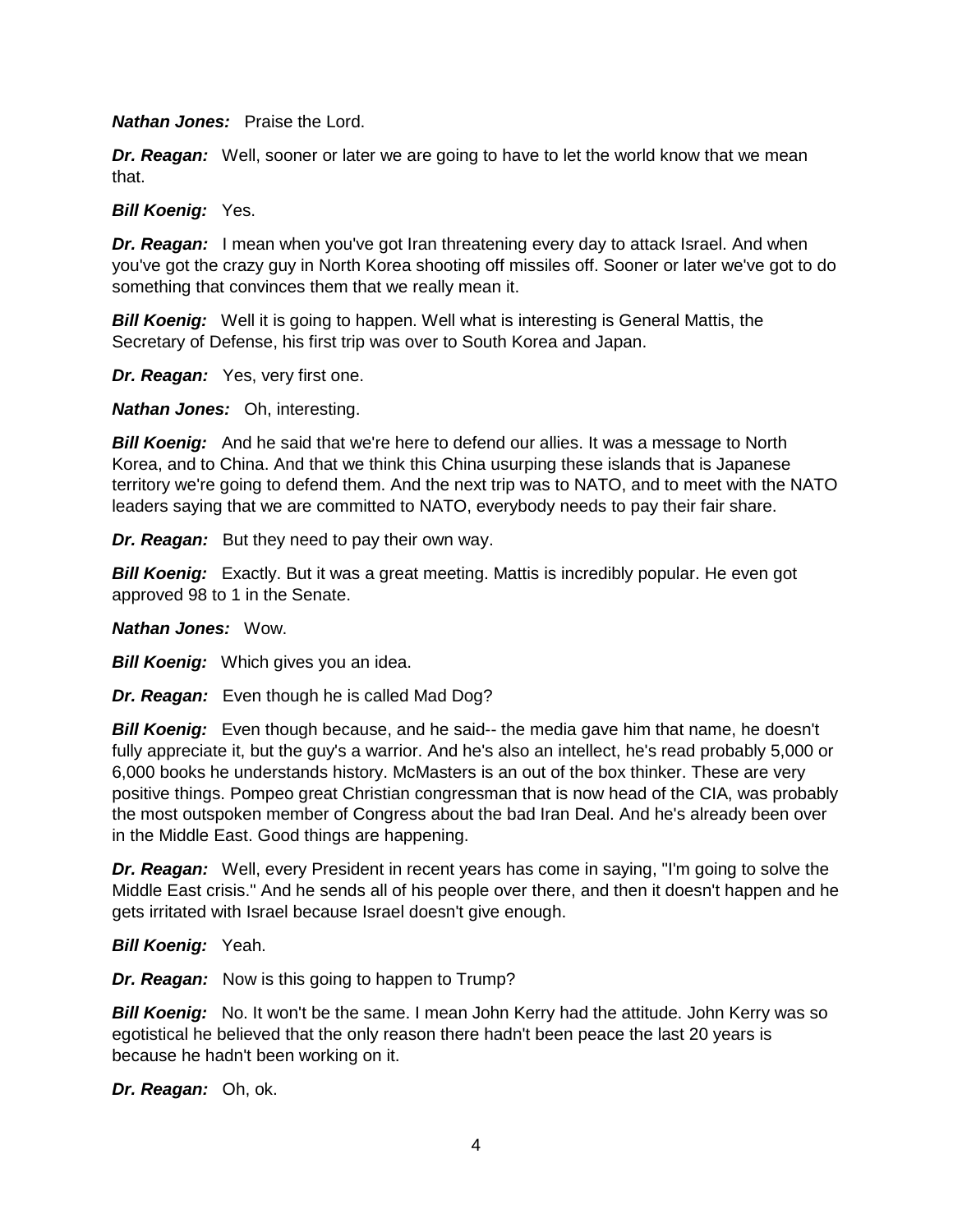***Nathan Jones:*** Praise the Lord.

***Dr. Reagan:*** Well, sooner or later we are going to have to let the world know that we mean that.

***Bill Koenig:*** Yes.

***Dr. Reagan:*** I mean when you've got Iran threatening every day to attack Israel. And when you've got the crazy guy in North Korea shooting off missiles off. Sooner or later we've got to do something that convinces them that we really mean it.

***Bill Koenig:*** Well it is going to happen. Well what is interesting is General Mattis, the Secretary of Defense, his first trip was over to South Korea and Japan.

***Dr. Reagan:*** Yes, very first one.

***Nathan Jones:*** Oh, interesting.

***Bill Koenig:*** And he said that we're here to defend our allies. It was a message to North Korea, and to China. And that we think this China usurping these islands that is Japanese territory we're going to defend them. And the next trip was to NATO, and to meet with the NATO leaders saying that we are committed to NATO, everybody needs to pay their fair share.

***Dr. Reagan:*** But they need to pay their own way.

***Bill Koenig:*** Exactly. But it was a great meeting. Mattis is incredibly popular. He even got approved 98 to 1 in the Senate.

***Nathan Jones:*** Wow.

***Bill Koenig:*** Which gives you an idea.

***Dr. Reagan:*** Even though he is called Mad Dog?

***Bill Koenig:*** Even though because, and he said-- the media gave him that name, he doesn't fully appreciate it, but the guy's a warrior. And he's also an intellect, he's read probably 5,000 or 6,000 books he understands history. McMasters is an out of the box thinker. These are very positive things. Pompeo great Christian congressman that is now head of the CIA, was probably the most outspoken member of Congress about the bad Iran Deal. And he's already been over in the Middle East. Good things are happening.

***Dr. Reagan:*** Well, every President in recent years has come in saying, "I'm going to solve the Middle East crisis." And he sends all of his people over there, and then it doesn't happen and he gets irritated with Israel because Israel doesn't give enough.

***Bill Koenig:*** Yeah.

***Dr. Reagan:*** Now is this going to happen to Trump?

***Bill Koenig:*** No. It won't be the same. I mean John Kerry had the attitude. John Kerry was so egotistical he believed that the only reason there hadn't been peace the last 20 years is because he hadn't been working on it.

***Dr. Reagan:*** Oh, ok.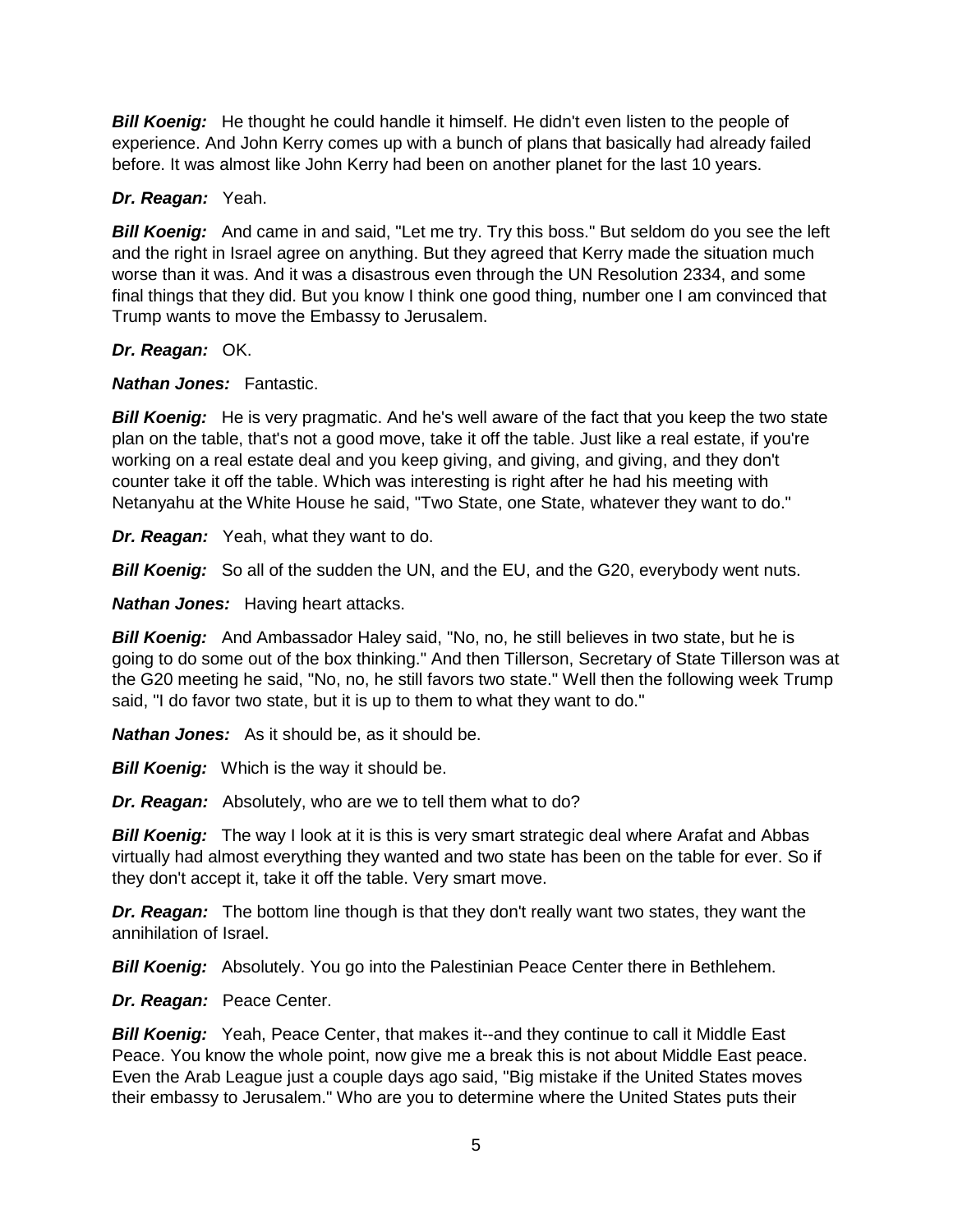***Bill Koenig:*** He thought he could handle it himself. He didn't even listen to the people of experience. And John Kerry comes up with a bunch of plans that basically had already failed before. It was almost like John Kerry had been on another planet for the last 10 years.

***Dr. Reagan:*** Yeah.

***Bill Koenig:*** And came in and said, "Let me try. Try this boss." But seldom do you see the left and the right in Israel agree on anything. But they agreed that Kerry made the situation much worse than it was. And it was a disastrous even through the UN Resolution 2334, and some final things that they did. But you know I think one good thing, number one I am convinced that Trump wants to move the Embassy to Jerusalem.

***Dr. Reagan:*** OK.

***Nathan Jones:*** Fantastic.

***Bill Koenig:*** He is very pragmatic. And he's well aware of the fact that you keep the two state plan on the table, that's not a good move, take it off the table. Just like a real estate, if you're working on a real estate deal and you keep giving, and giving, and giving, and they don't counter take it off the table. Which was interesting is right after he had his meeting with Netanyahu at the White House he said, "Two State, one State, whatever they want to do."

***Dr. Reagan:*** Yeah, what they want to do.

***Bill Koenig:*** So all of the sudden the UN, and the EU, and the G20, everybody went nuts.

***Nathan Jones:*** Having heart attacks.

***Bill Koenig:*** And Ambassador Haley said, "No, no, he still believes in two state, but he is going to do some out of the box thinking." And then Tillerson, Secretary of State Tillerson was at the G20 meeting he said, "No, no, he still favors two state." Well then the following week Trump said, "I do favor two state, but it is up to them to what they want to do."

***Nathan Jones:*** As it should be, as it should be.

***Bill Koenig:*** Which is the way it should be.

***Dr. Reagan:*** Absolutely, who are we to tell them what to do?

***Bill Koenig:*** The way I look at it is this is very smart strategic deal where Arafat and Abbas virtually had almost everything they wanted and two state has been on the table for ever. So if they don't accept it, take it off the table. Very smart move.

***Dr. Reagan:*** The bottom line though is that they don't really want two states, they want the annihilation of Israel.

***Bill Koenig:*** Absolutely. You go into the Palestinian Peace Center there in Bethlehem.

***Dr. Reagan:*** Peace Center.

***Bill Koenig:*** Yeah, Peace Center, that makes it--and they continue to call it Middle East Peace. You know the whole point, now give me a break this is not about Middle East peace. Even the Arab League just a couple days ago said, "Big mistake if the United States moves their embassy to Jerusalem." Who are you to determine where the United States puts their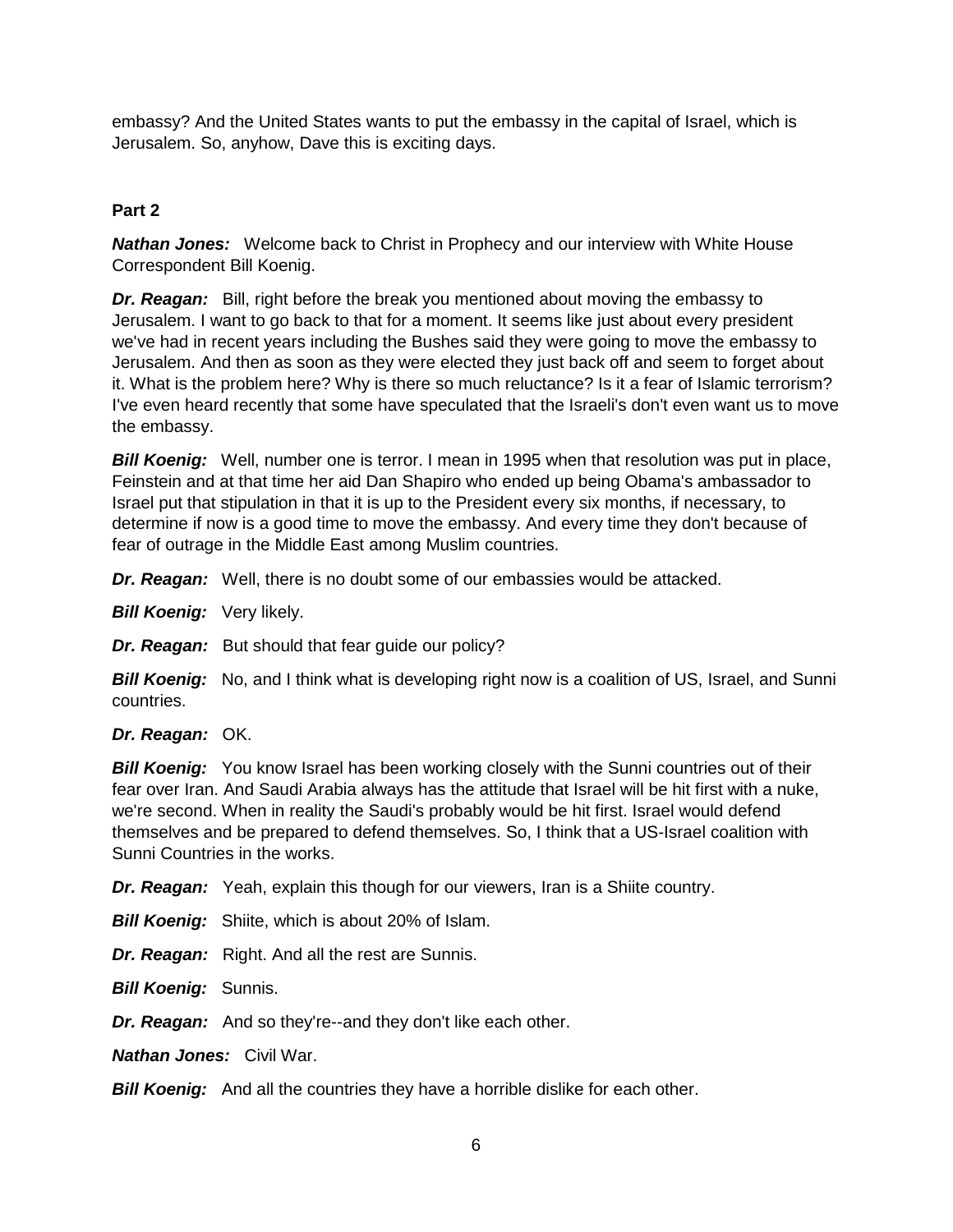embassy? And the United States wants to put the embassy in the capital of Israel, which is Jerusalem. So, anyhow, Dave this is exciting days.

**Part 2**

***Nathan Jones:*** Welcome back to Christ in Prophecy and our interview with White House Correspondent Bill Koenig.

***Dr. Reagan:*** Bill, right before the break you mentioned about moving the embassy to Jerusalem. I want to go back to that for a moment. It seems like just about every president we've had in recent years including the Bushes said they were going to move the embassy to Jerusalem. And then as soon as they were elected they just back off and seem to forget about it. What is the problem here? Why is there so much reluctance? Is it a fear of Islamic terrorism? I've even heard recently that some have speculated that the Israeli's don't even want us to move the embassy.

***Bill Koenig:*** Well, number one is terror. I mean in 1995 when that resolution was put in place, Feinstein and at that time her aid Dan Shapiro who ended up being Obama's ambassador to Israel put that stipulation in that it is up to the President every six months, if necessary, to determine if now is a good time to move the embassy. And every time they don't because of fear of outrage in the Middle East among Muslim countries.

***Dr. Reagan:*** Well, there is no doubt some of our embassies would be attacked.

***Bill Koenig:*** Very likely.

***Dr. Reagan:*** But should that fear guide our policy?

***Bill Koenig:*** No, and I think what is developing right now is a coalition of US, Israel, and Sunni countries.

***Dr. Reagan:*** OK.

***Bill Koenig:*** You know Israel has been working closely with the Sunni countries out of their fear over Iran. And Saudi Arabia always has the attitude that Israel will be hit first with a nuke, we're second. When in reality the Saudi's probably would be hit first. Israel would defend themselves and be prepared to defend themselves. So, I think that a US-Israel coalition with Sunni Countries in the works.

***Dr. Reagan:*** Yeah, explain this though for our viewers, Iran is a Shiite country.

***Bill Koenig:*** Shiite, which is about 20% of Islam.

***Dr. Reagan:*** Right. And all the rest are Sunnis.

***Bill Koenig:*** Sunnis.

***Dr. Reagan:*** And so they're--and they don't like each other.

***Nathan Jones:*** Civil War.

***Bill Koenig:*** And all the countries they have a horrible dislike for each other.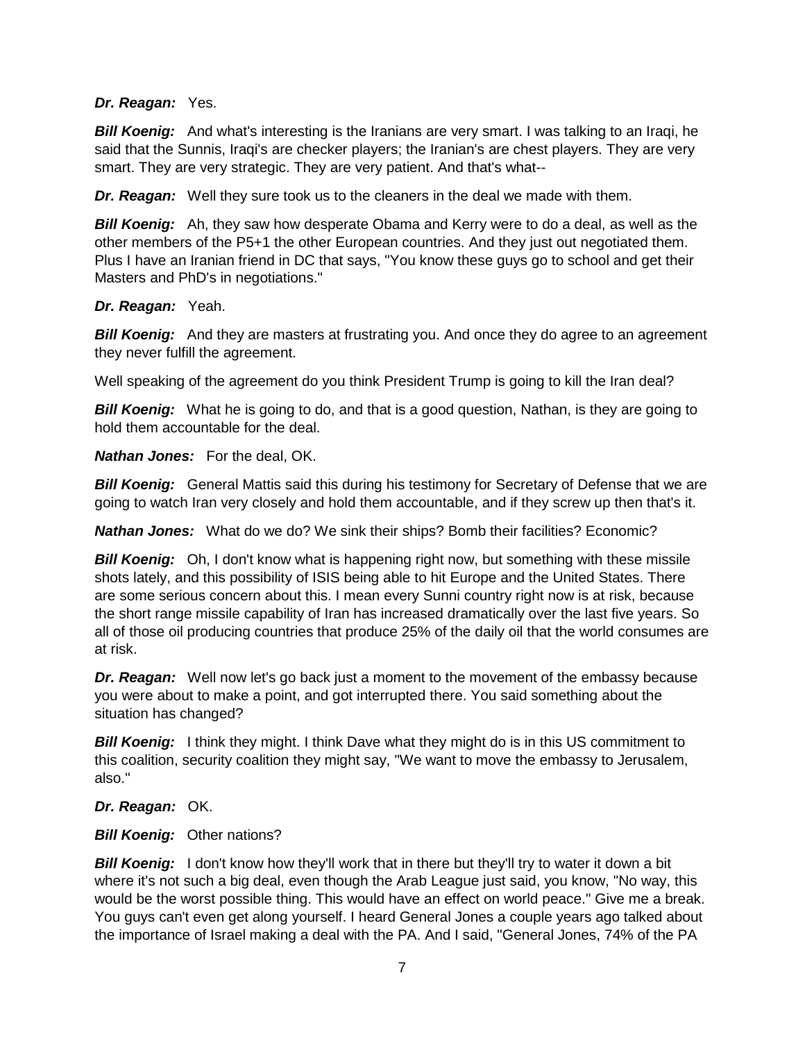***Dr. Reagan:*** Yes.

***Bill Koenig:*** And what's interesting is the Iranians are very smart. I was talking to an Iraqi, he said that the Sunnis, Iraqi's are checker players; the Iranian's are chest players. They are very smart. They are very strategic. They are very patient. And that's what--

***Dr. Reagan:*** Well they sure took us to the cleaners in the deal we made with them.

***Bill Koenig:*** Ah, they saw how desperate Obama and Kerry were to do a deal, as well as the other members of the P5+1 the other European countries. And they just out negotiated them. Plus I have an Iranian friend in DC that says, "You know these guys go to school and get their Masters and PhD's in negotiations."

***Dr. Reagan:*** Yeah.

***Bill Koenig:*** And they are masters at frustrating you. And once they do agree to an agreement they never fulfill the agreement.

Well speaking of the agreement do you think President Trump is going to kill the Iran deal?

***Bill Koenig:*** What he is going to do, and that is a good question, Nathan, is they are going to hold them accountable for the deal.

***Nathan Jones:*** For the deal, OK.

***Bill Koenig:*** General Mattis said this during his testimony for Secretary of Defense that we are going to watch Iran very closely and hold them accountable, and if they screw up then that's it.

***Nathan Jones:*** What do we do? We sink their ships? Bomb their facilities? Economic?

***Bill Koenig:*** Oh, I don't know what is happening right now, but something with these missile shots lately, and this possibility of ISIS being able to hit Europe and the United States. There are some serious concern about this. I mean every Sunni country right now is at risk, because the short range missile capability of Iran has increased dramatically over the last five years. So all of those oil producing countries that produce 25% of the daily oil that the world consumes are at risk.

***Dr. Reagan:*** Well now let's go back just a moment to the movement of the embassy because you were about to make a point, and got interrupted there. You said something about the situation has changed?

***Bill Koenig:*** I think they might. I think Dave what they might do is in this US commitment to this coalition, security coalition they might say, "We want to move the embassy to Jerusalem, also."

***Dr. Reagan:*** OK.

***Bill Koenig:*** Other nations?

***Bill Koenig:*** I don't know how they'll work that in there but they'll try to water it down a bit where it's not such a big deal, even though the Arab League just said, you know, "No way, this would be the worst possible thing. This would have an effect on world peace." Give me a break. You guys can't even get along yourself. I heard General Jones a couple years ago talked about the importance of Israel making a deal with the PA. And I said, "General Jones, 74% of the PA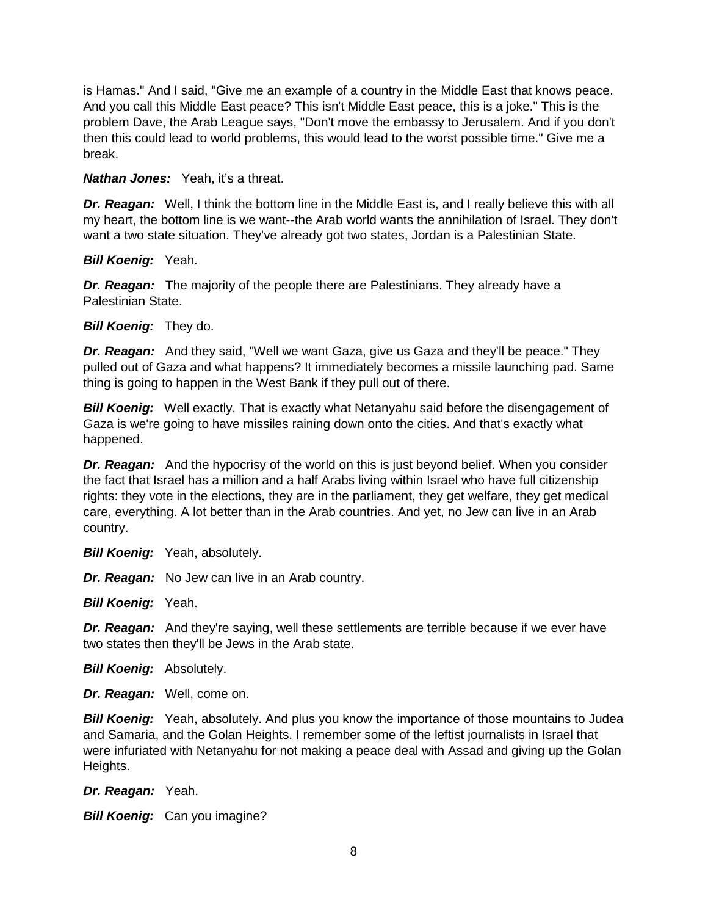is Hamas." And I said, "Give me an example of a country in the Middle East that knows peace. And you call this Middle East peace? This isn't Middle East peace, this is a joke." This is the problem Dave, the Arab League says, "Don't move the embassy to Jerusalem. And if you don't then this could lead to world problems, this would lead to the worst possible time." Give me a break.

***Nathan Jones:*** Yeah, it's a threat.

***Dr. Reagan:*** Well, I think the bottom line in the Middle East is, and I really believe this with all my heart, the bottom line is we want--the Arab world wants the annihilation of Israel. They don't want a two state situation. They've already got two states, Jordan is a Palestinian State.

***Bill Koenig:*** Yeah.

***Dr. Reagan:*** The majority of the people there are Palestinians. They already have a Palestinian State.

***Bill Koenig:*** They do.

***Dr. Reagan:*** And they said, "Well we want Gaza, give us Gaza and they'll be peace." They pulled out of Gaza and what happens? It immediately becomes a missile launching pad. Same thing is going to happen in the West Bank if they pull out of there.

***Bill Koenig:*** Well exactly. That is exactly what Netanyahu said before the disengagement of Gaza is we're going to have missiles raining down onto the cities. And that's exactly what happened.

***Dr. Reagan:*** And the hypocrisy of the world on this is just beyond belief. When you consider the fact that Israel has a million and a half Arabs living within Israel who have full citizenship rights: they vote in the elections, they are in the parliament, they get welfare, they get medical care, everything. A lot better than in the Arab countries. And yet, no Jew can live in an Arab country.

***Bill Koenig:*** Yeah, absolutely.

***Dr. Reagan:*** No Jew can live in an Arab country.

***Bill Koenig:*** Yeah.

***Dr. Reagan:*** And they're saying, well these settlements are terrible because if we ever have two states then they'll be Jews in the Arab state.

***Bill Koenig:*** Absolutely.

***Dr. Reagan:*** Well, come on.

***Bill Koenig:*** Yeah, absolutely. And plus you know the importance of those mountains to Judea and Samaria, and the Golan Heights. I remember some of the leftist journalists in Israel that were infuriated with Netanyahu for not making a peace deal with Assad and giving up the Golan Heights.

***Dr. Reagan:*** Yeah.

***Bill Koenig:*** Can you imagine?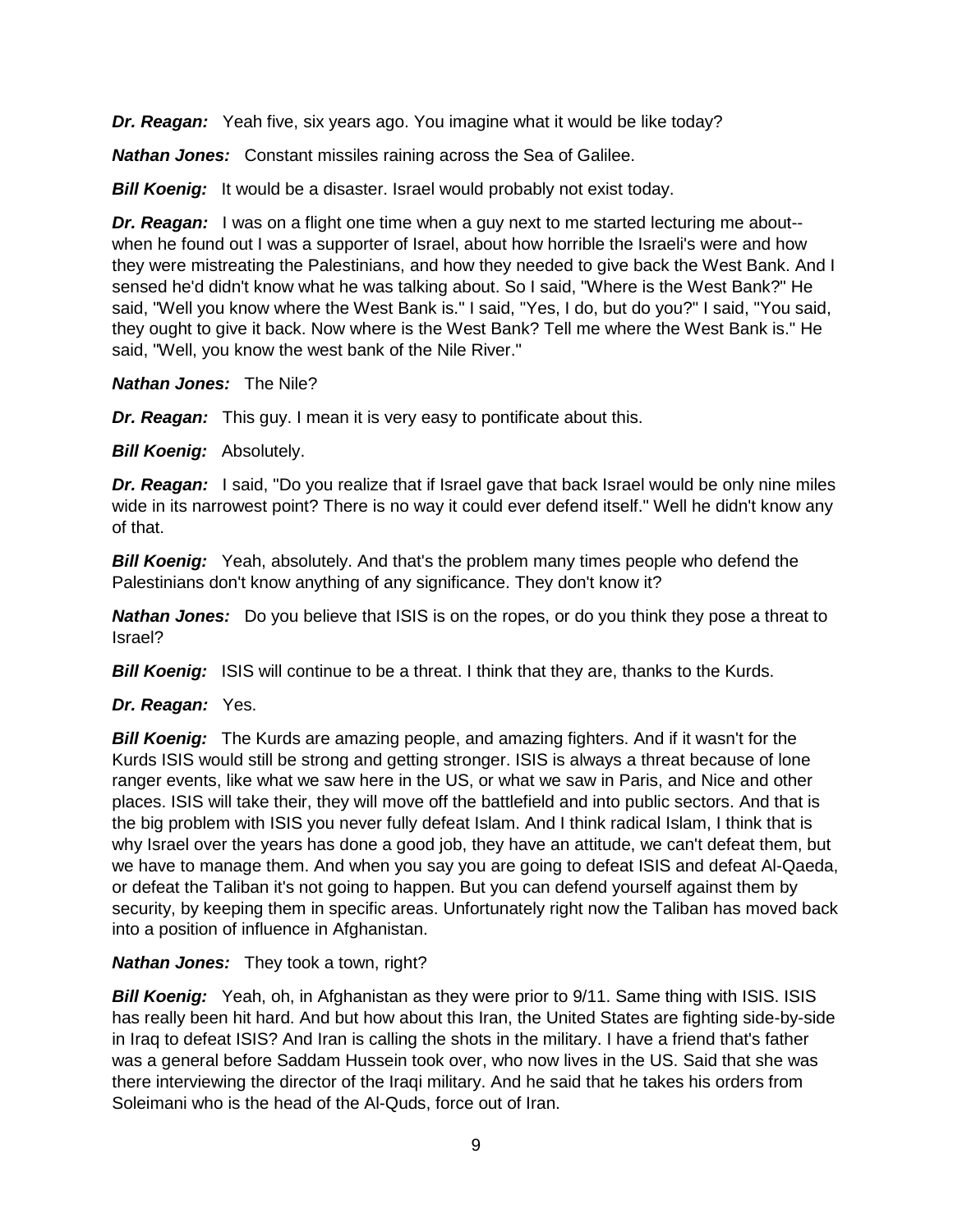***Dr. Reagan:*** Yeah five, six years ago. You imagine what it would be like today?

***Nathan Jones:*** Constant missiles raining across the Sea of Galilee.

***Bill Koenig:*** It would be a disaster. Israel would probably not exist today.

***Dr. Reagan:*** I was on a flight one time when a guy next to me started lecturing me about--when he found out I was a supporter of Israel, about how horrible the Israeli's were and how they were mistreating the Palestinians, and how they needed to give back the West Bank. And I sensed he'd didn't know what he was talking about. So I said, "Where is the West Bank?" He said, "Well you know where the West Bank is." I said, "Yes, I do, but do you?" I said, "You said, they ought to give it back. Now where is the West Bank? Tell me where the West Bank is." He said, "Well, you know the west bank of the Nile River."

***Nathan Jones:*** The Nile?

***Dr. Reagan:*** This guy. I mean it is very easy to pontificate about this.

***Bill Koenig:*** Absolutely.

***Dr. Reagan:*** I said, "Do you realize that if Israel gave that back Israel would be only nine miles wide in its narrowest point? There is no way it could ever defend itself." Well he didn't know any of that.

***Bill Koenig:*** Yeah, absolutely. And that's the problem many times people who defend the Palestinians don't know anything of any significance. They don't know it?

***Nathan Jones:*** Do you believe that ISIS is on the ropes, or do you think they pose a threat to Israel?

***Bill Koenig:*** ISIS will continue to be a threat. I think that they are, thanks to the Kurds.

***Dr. Reagan:*** Yes.

***Bill Koenig:*** The Kurds are amazing people, and amazing fighters. And if it wasn't for the Kurds ISIS would still be strong and getting stronger. ISIS is always a threat because of lone ranger events, like what we saw here in the US, or what we saw in Paris, and Nice and other places. ISIS will take their, they will move off the battlefield and into public sectors. And that is the big problem with ISIS you never fully defeat Islam. And I think radical Islam, I think that is why Israel over the years has done a good job, they have an attitude, we can't defeat them, but we have to manage them. And when you say you are going to defeat ISIS and defeat Al-Qaeda, or defeat the Taliban it's not going to happen. But you can defend yourself against them by security, by keeping them in specific areas. Unfortunately right now the Taliban has moved back into a position of influence in Afghanistan.

***Nathan Jones:*** They took a town, right?

***Bill Koenig:*** Yeah, oh, in Afghanistan as they were prior to 9/11. Same thing with ISIS. ISIS has really been hit hard. And but how about this Iran, the United States are fighting side-by-side in Iraq to defeat ISIS? And Iran is calling the shots in the military. I have a friend that's father was a general before Saddam Hussein took over, who now lives in the US. Said that she was there interviewing the director of the Iraqi military. And he said that he takes his orders from Soleimani who is the head of the Al-Quds, force out of Iran.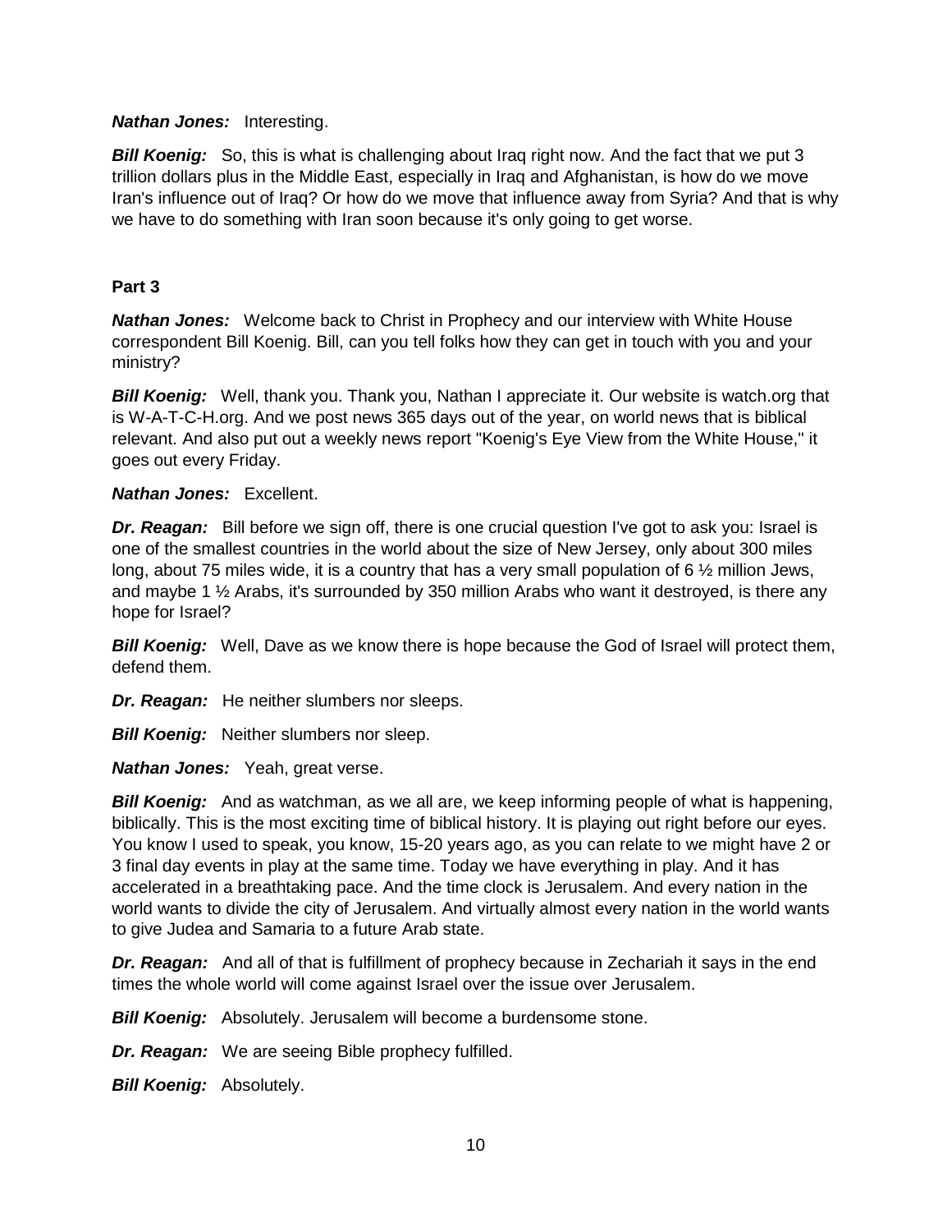***Nathan Jones:*** Interesting.

***Bill Koenig:*** So, this is what is challenging about Iraq right now. And the fact that we put 3 trillion dollars plus in the Middle East, especially in Iraq and Afghanistan, is how do we move Iran's influence out of Iraq? Or how do we move that influence away from Syria? And that is why we have to do something with Iran soon because it's only going to get worse.

**Part 3**

***Nathan Jones:*** Welcome back to Christ in Prophecy and our interview with White House correspondent Bill Koenig. Bill, can you tell folks how they can get in touch with you and your ministry?

***Bill Koenig:*** Well, thank you. Thank you, Nathan I appreciate it. Our website is watch.org that is W-A-T-C-H.org. And we post news 365 days out of the year, on world news that is biblical relevant. And also put out a weekly news report "Koenig's Eye View from the White House," it goes out every Friday.

***Nathan Jones:*** Excellent.

***Dr. Reagan:*** Bill before we sign off, there is one crucial question I've got to ask you: Israel is one of the smallest countries in the world about the size of New Jersey, only about 300 miles long, about 75 miles wide, it is a country that has a very small population of 6 ½ million Jews, and maybe 1 ½ Arabs, it's surrounded by 350 million Arabs who want it destroyed, is there any hope for Israel?

***Bill Koenig:*** Well, Dave as we know there is hope because the God of Israel will protect them, defend them.

***Dr. Reagan:*** He neither slumbers nor sleeps.

***Bill Koenig:*** Neither slumbers nor sleep.

***Nathan Jones:*** Yeah, great verse.

***Bill Koenig:*** And as watchman, as we all are, we keep informing people of what is happening, biblically. This is the most exciting time of biblical history. It is playing out right before our eyes. You know I used to speak, you know, 15-20 years ago, as you can relate to we might have 2 or 3 final day events in play at the same time. Today we have everything in play. And it has accelerated in a breathtaking pace. And the time clock is Jerusalem. And every nation in the world wants to divide the city of Jerusalem. And virtually almost every nation in the world wants to give Judea and Samaria to a future Arab state.

***Dr. Reagan:*** And all of that is fulfillment of prophecy because in Zechariah it says in the end times the whole world will come against Israel over the issue over Jerusalem.

***Bill Koenig:*** Absolutely. Jerusalem will become a burdensome stone.

***Dr. Reagan:*** We are seeing Bible prophecy fulfilled.

***Bill Koenig:*** Absolutely.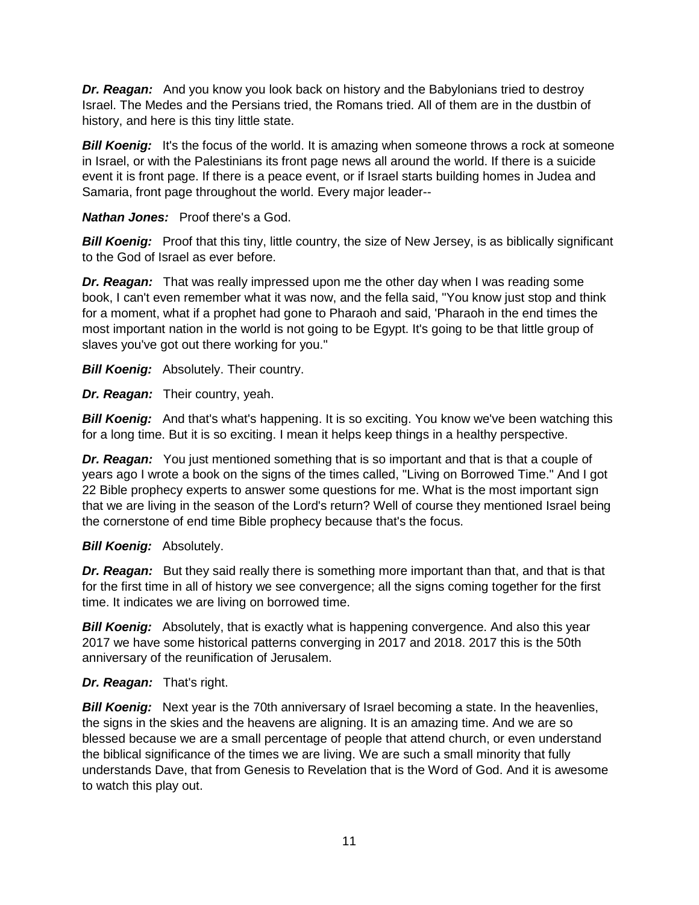***Dr. Reagan:*** And you know you look back on history and the Babylonians tried to destroy Israel. The Medes and the Persians tried, the Romans tried. All of them are in the dustbin of history, and here is this tiny little state.

***Bill Koenig:*** It's the focus of the world. It is amazing when someone throws a rock at someone in Israel, or with the Palestinians its front page news all around the world. If there is a suicide event it is front page. If there is a peace event, or if Israel starts building homes in Judea and Samaria, front page throughout the world. Every major leader--

***Nathan Jones:*** Proof there's a God.

***Bill Koenig:*** Proof that this tiny, little country, the size of New Jersey, is as biblically significant to the God of Israel as ever before.

***Dr. Reagan:*** That was really impressed upon me the other day when I was reading some book, I can't even remember what it was now, and the fella said, "You know just stop and think for a moment, what if a prophet had gone to Pharaoh and said, 'Pharaoh in the end times the most important nation in the world is not going to be Egypt. It's going to be that little group of slaves you've got out there working for you."

***Bill Koenig:*** Absolutely. Their country.

***Dr. Reagan:*** Their country, yeah.

***Bill Koenig:*** And that's what's happening. It is so exciting. You know we've been watching this for a long time. But it is so exciting. I mean it helps keep things in a healthy perspective.

***Dr. Reagan:*** You just mentioned something that is so important and that is that a couple of years ago I wrote a book on the signs of the times called, "Living on Borrowed Time." And I got 22 Bible prophecy experts to answer some questions for me. What is the most important sign that we are living in the season of the Lord's return? Well of course they mentioned Israel being the cornerstone of end time Bible prophecy because that's the focus.

***Bill Koenig:*** Absolutely.

***Dr. Reagan:*** But they said really there is something more important than that, and that is that for the first time in all of history we see convergence; all the signs coming together for the first time. It indicates we are living on borrowed time.

***Bill Koenig:*** Absolutely, that is exactly what is happening convergence. And also this year 2017 we have some historical patterns converging in 2017 and 2018. 2017 this is the 50th anniversary of the reunification of Jerusalem.

***Dr. Reagan:*** That's right.

***Bill Koenig:*** Next year is the 70th anniversary of Israel becoming a state. In the heavenlies, the signs in the skies and the heavens are aligning. It is an amazing time. And we are so blessed because we are a small percentage of people that attend church, or even understand the biblical significance of the times we are living. We are such a small minority that fully understands Dave, that from Genesis to Revelation that is the Word of God. And it is awesome to watch this play out.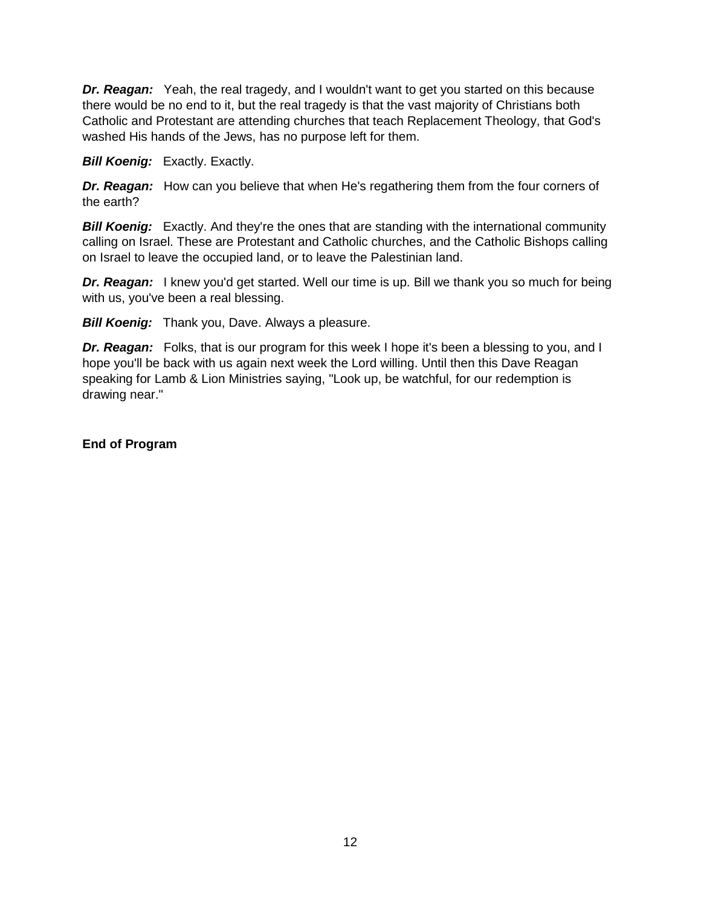***Dr. Reagan:*** Yeah, the real tragedy, and I wouldn't want to get you started on this because there would be no end to it, but the real tragedy is that the vast majority of Christians both Catholic and Protestant are attending churches that teach Replacement Theology, that God's washed His hands of the Jews, has no purpose left for them.

***Bill Koenig:*** Exactly. Exactly.

***Dr. Reagan:*** How can you believe that when He's regathering them from the four corners of the earth?

***Bill Koenig:*** Exactly. And they're the ones that are standing with the international community calling on Israel. These are Protestant and Catholic churches, and the Catholic Bishops calling on Israel to leave the occupied land, or to leave the Palestinian land.

***Dr. Reagan:*** I knew you'd get started. Well our time is up. Bill we thank you so much for being with us, you've been a real blessing.

***Bill Koenig:*** Thank you, Dave. Always a pleasure.

***Dr. Reagan:*** Folks, that is our program for this week I hope it's been a blessing to you, and I hope you'll be back with us again next week the Lord willing. Until then this Dave Reagan speaking for Lamb & Lion Ministries saying, "Look up, be watchful, for our redemption is drawing near."

**End of Program**